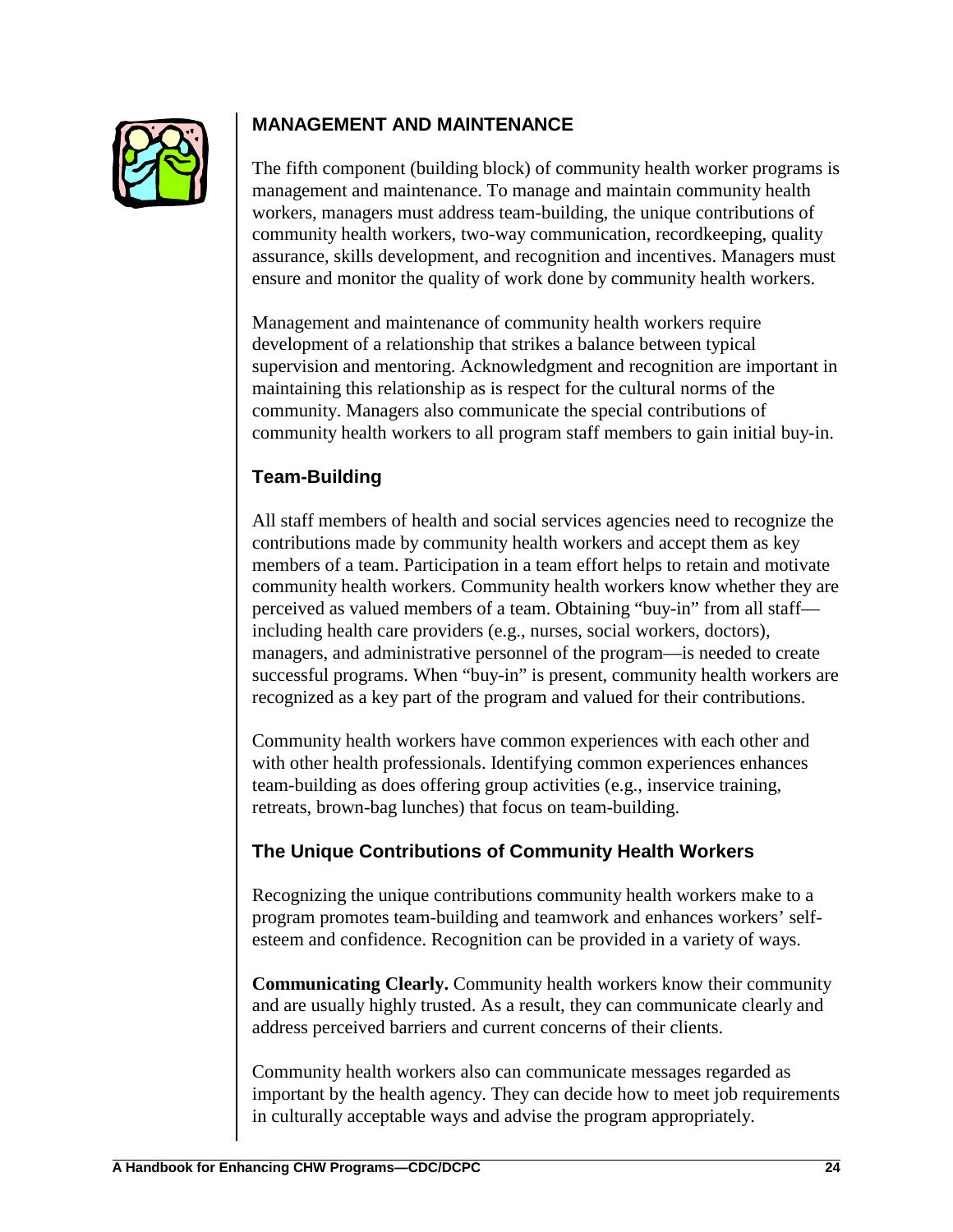## MANAGEMENT AND MAINTENANCE

The fifth component (building block) of community health worker programs is management and maintenance. To manage and maintain community health workers, managers must address team-building, the unique contributions of community health workers, two-way communication, recordkeeping, quality assurance, skills development, and recognition and incentives. Managers must ensure and monitor the quality of work done by community health workers.

Management and maintenance of community health workers require development of a relationship that strikes a balance between typical supervision and mentoring. Acknowledgment and recognition are important in maintaining this relationship as is respect for the cultural norms of the community. Managers also communicate the special contributions of community health workers to all program staff members to gain initial buy-in.

### Team-Building

All staff members of health and social services agencies need to recognize the contributions made by community health workers and accept them as key members of a team. Participation in a team effort helps to retain and motivate community health workers. Community health workers know whether they are perceived as valued members of a team. Obtaining "buy-in" from all staff—including health care providers (e.g., nurses, social workers, doctors), managers, and administrative personnel of the program—is needed to create successful programs. When "buy-in" is present, community health workers are recognized as a key part of the program and valued for their contributions.

Community health workers have common experiences with each other and with other health professionals. Identifying common experiences enhances team-building as does offering group activities (e.g., inservice training, retreats, brown-bag lunches) that focus on team-building.

### The Unique Contributions of Community Health Workers

Recognizing the unique contributions community health workers make to a program promotes team-building and teamwork and enhances workers' self-esteem and confidence. Recognition can be provided in a variety of ways.

**Communicating Clearly.** Community health workers know their community and are usually highly trusted. As a result, they can communicate clearly and address perceived barriers and current concerns of their clients.

Community health workers also can communicate messages regarded as important by the health agency. They can decide how to meet job requirements in culturally acceptable ways and advise the program appropriately.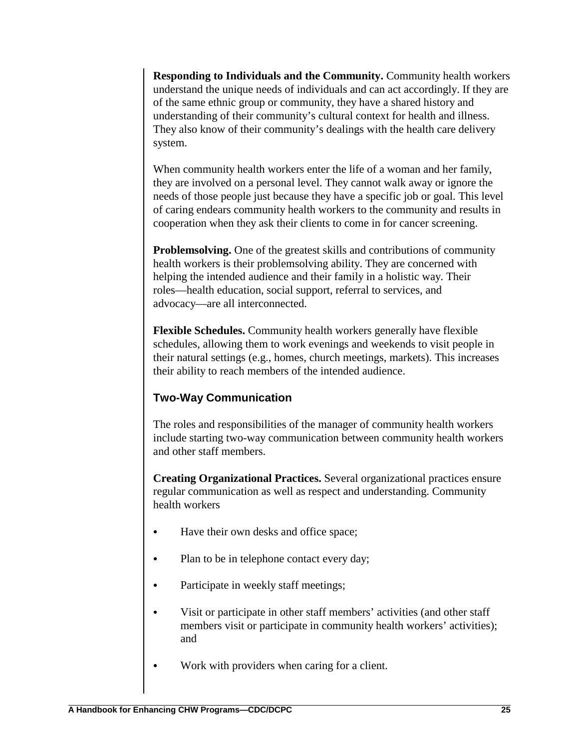**Responding to Individuals and the Community.** Community health workers understand the unique needs of individuals and can act accordingly. If they are of the same ethnic group or community, they have a shared history and understanding of their community's cultural context for health and illness. They also know of their community's dealings with the health care delivery system.

When community health workers enter the life of a woman and her family, they are involved on a personal level. They cannot walk away or ignore the needs of those people just because they have a specific job or goal. This level of caring endears community health workers to the community and results in cooperation when they ask their clients to come in for cancer screening.

**Problemsolving.** One of the greatest skills and contributions of community health workers is their problemsolving ability. They are concerned with helping the intended audience and their family in a holistic way. Their roles—health education, social support, referral to services, and advocacy—are all interconnected.

**Flexible Schedules.** Community health workers generally have flexible schedules, allowing them to work evenings and weekends to visit people in their natural settings (e.g., homes, church meetings, markets). This increases their ability to reach members of the intended audience.

### Two-Way Communication

The roles and responsibilities of the manager of community health workers include starting two-way communication between community health workers and other staff members.

**Creating Organizational Practices.** Several organizational practices ensure regular communication as well as respect and understanding. Community health workers

- Have their own desks and office space;
- Plan to be in telephone contact every day;
- Participate in weekly staff meetings;
- Visit or participate in other staff members' activities (and other staff members visit or participate in community health workers' activities); and
- Work with providers when caring for a client.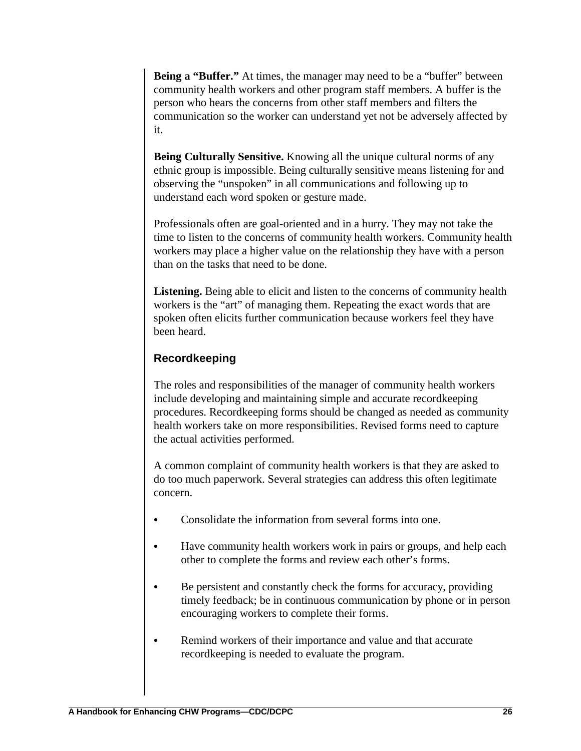**Being a "Buffer."** At times, the manager may need to be a "buffer" between community health workers and other program staff members. A buffer is the person who hears the concerns from other staff members and filters the communication so the worker can understand yet not be adversely affected by it.

**Being Culturally Sensitive.** Knowing all the unique cultural norms of any ethnic group is impossible. Being culturally sensitive means listening for and observing the "unspoken" in all communications and following up to understand each word spoken or gesture made.

Professionals often are goal-oriented and in a hurry. They may not take the time to listen to the concerns of community health workers. Community health workers may place a higher value on the relationship they have with a person than on the tasks that need to be done.

**Listening.** Being able to elicit and listen to the concerns of community health workers is the "art" of managing them. Repeating the exact words that are spoken often elicits further communication because workers feel they have been heard.

### Recordkeeping

The roles and responsibilities of the manager of community health workers include developing and maintaining simple and accurate recordkeeping procedures. Recordkeeping forms should be changed as needed as community health workers take on more responsibilities. Revised forms need to capture the actual activities performed.

A common complaint of community health workers is that they are asked to do too much paperwork. Several strategies can address this often legitimate concern.

- Consolidate the information from several forms into one.
- Have community health workers work in pairs or groups, and help each other to complete the forms and review each other's forms.
- Be persistent and constantly check the forms for accuracy, providing timely feedback; be in continuous communication by phone or in person encouraging workers to complete their forms.
- Remind workers of their importance and value and that accurate recordkeeping is needed to evaluate the program.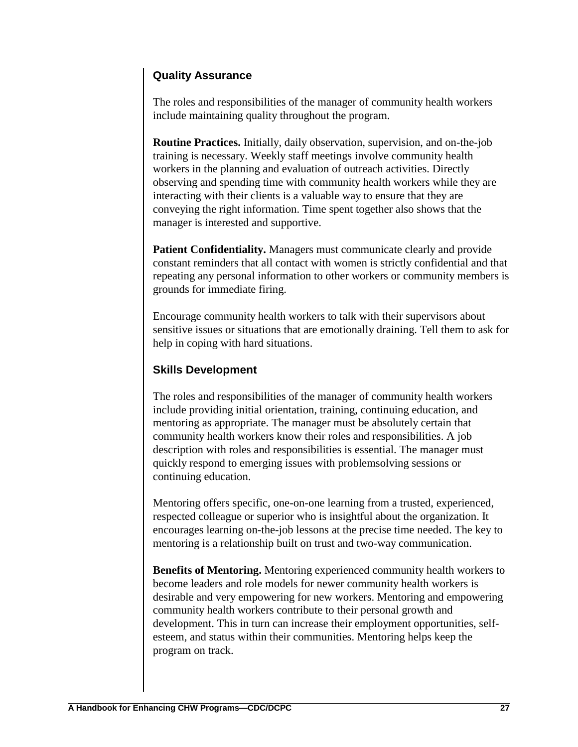## Quality Assurance

The roles and responsibilities of the manager of community health workers include maintaining quality throughout the program.

**Routine Practices.** Initially, daily observation, supervision, and on-the-job training is necessary. Weekly staff meetings involve community health workers in the planning and evaluation of outreach activities. Directly observing and spending time with community health workers while they are interacting with their clients is a valuable way to ensure that they are conveying the right information. Time spent together also shows that the manager is interested and supportive.

**Patient Confidentiality.** Managers must communicate clearly and provide constant reminders that all contact with women is strictly confidential and that repeating any personal information to other workers or community members is grounds for immediate firing.

Encourage community health workers to talk with their supervisors about sensitive issues or situations that are emotionally draining. Tell them to ask for help in coping with hard situations.

## Skills Development

The roles and responsibilities of the manager of community health workers include providing initial orientation, training, continuing education, and mentoring as appropriate. The manager must be absolutely certain that community health workers know their roles and responsibilities. A job description with roles and responsibilities is essential. The manager must quickly respond to emerging issues with problemsolving sessions or continuing education.

Mentoring offers specific, one-on-one learning from a trusted, experienced, respected colleague or superior who is insightful about the organization. It encourages learning on-the-job lessons at the precise time needed. The key to mentoring is a relationship built on trust and two-way communication.

**Benefits of Mentoring.** Mentoring experienced community health workers to become leaders and role models for newer community health workers is desirable and very empowering for new workers. Mentoring and empowering community health workers contribute to their personal growth and development. This in turn can increase their employment opportunities, self-esteem, and status within their communities. Mentoring helps keep the program on track.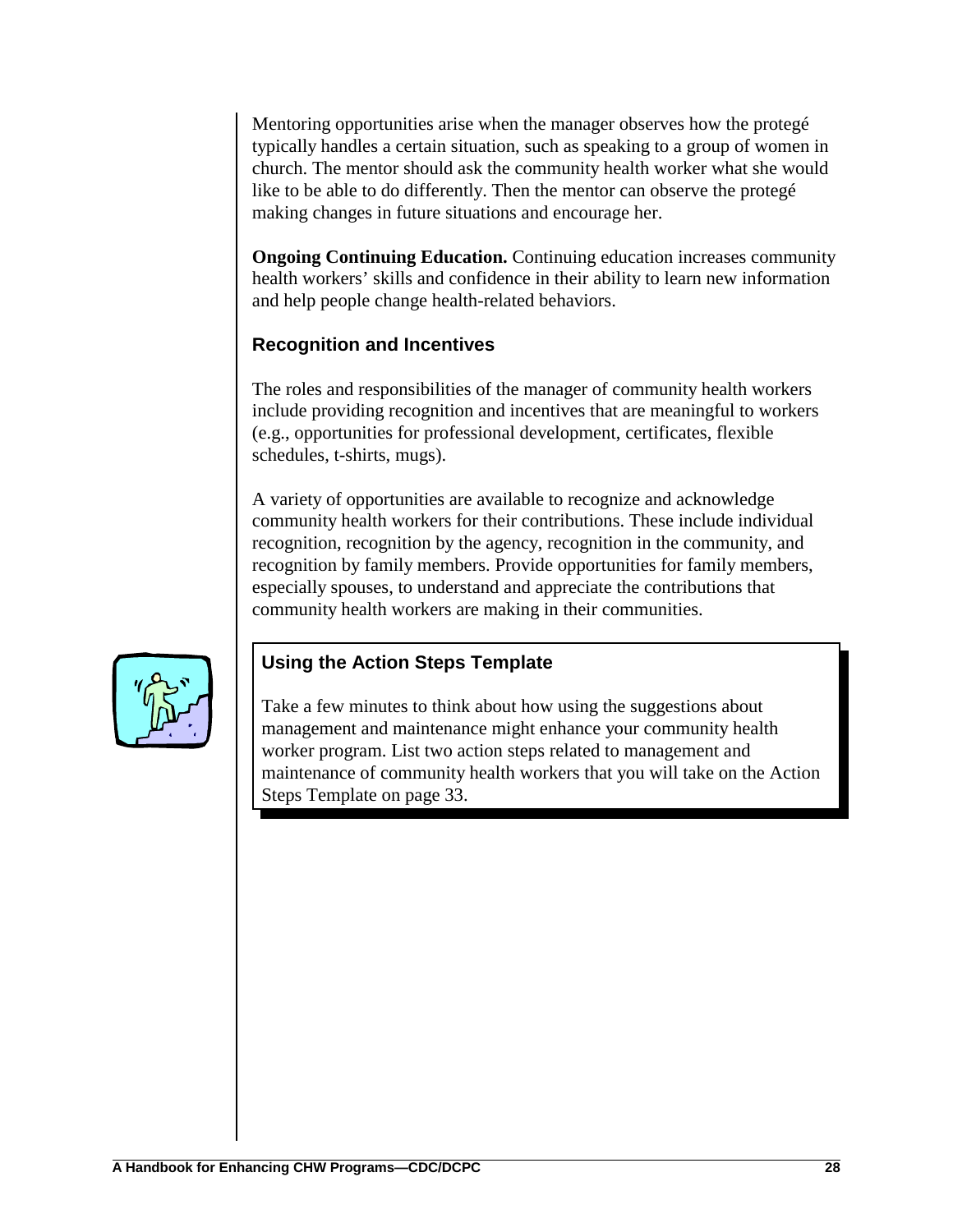Mentoring opportunities arise when the manager observes how the protegé typically handles a certain situation, such as speaking to a group of women in church. The mentor should ask the community health worker what she would like to be able to do differently. Then the mentor can observe the protegé making changes in future situations and encourage her.

**Ongoing Continuing Education.** Continuing education increases community health workers' skills and confidence in their ability to learn new information and help people change health-related behaviors.

### Recognition and Incentives

The roles and responsibilities of the manager of community health workers include providing recognition and incentives that are meaningful to workers (e.g., opportunities for professional development, certificates, flexible schedules, t-shirts, mugs).

A variety of opportunities are available to recognize and acknowledge community health workers for their contributions. These include individual recognition, recognition by the agency, recognition in the community, and recognition by family members. Provide opportunities for family members, especially spouses, to understand and appreciate the contributions that community health workers are making in their communities.

### Using the Action Steps Template

Take a few minutes to think about how using the suggestions about management and maintenance might enhance your community health worker program. List two action steps related to management and maintenance of community health workers that you will take on the Action Steps Template on page 33.